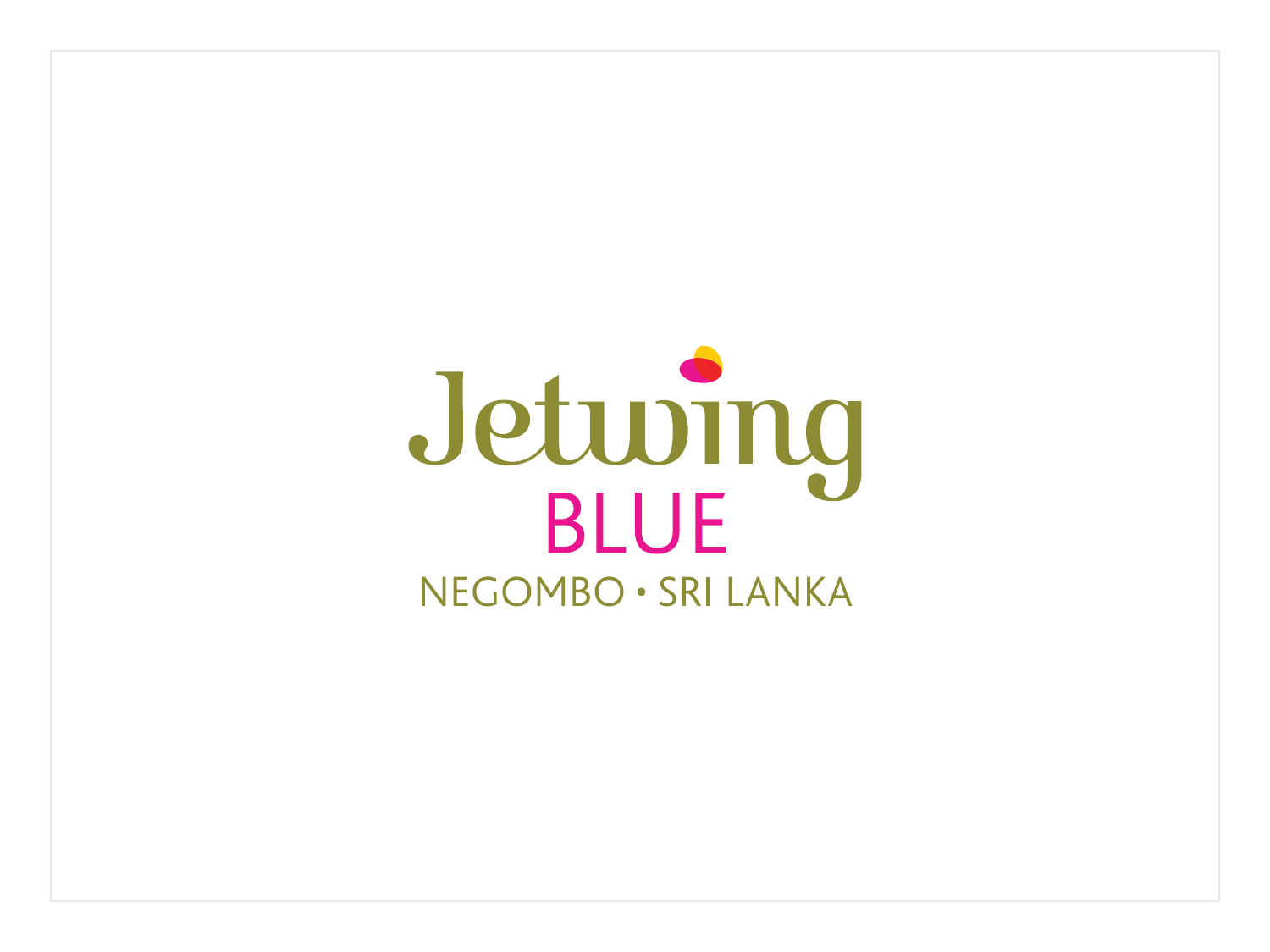# Jetwing

## BLUE

NEGOMBO • SRI LANKA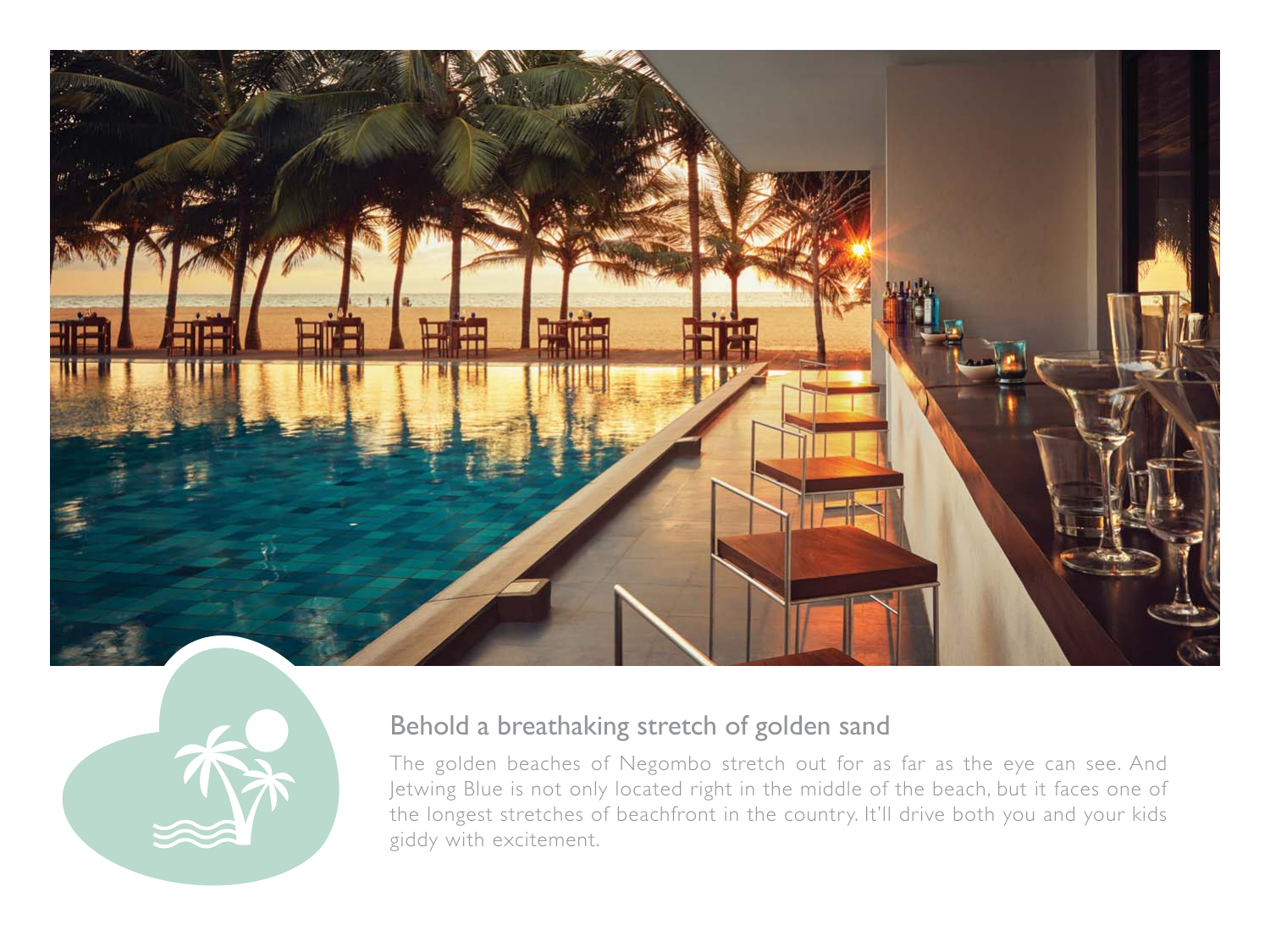## Behold a breathaking stretch of golden sand

The golden beaches of Negombo stretch out for as far as the eye can see. And Jetwing Blue is not only located right in the middle of the beach, but it faces one of the longest stretches of beachfront in the country. It'll drive both you and your kids giddy with excitement.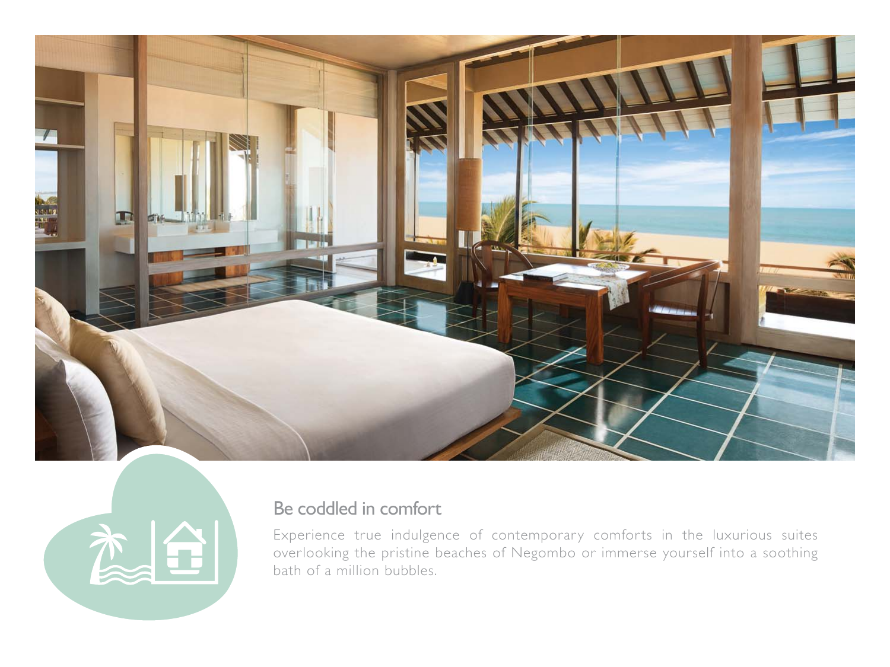## Be coddled in comfort

Experience true indulgence of contemporary comforts in the luxurious suites overlooking the pristine beaches of Negombo or immerse yourself into a soothing bath of a million bubbles.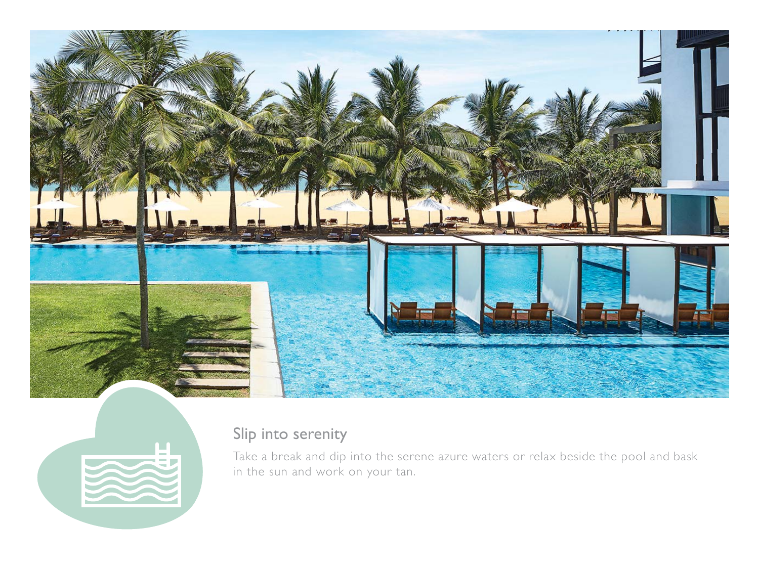## Slip into serenity

Take a break and dip into the serene azure waters or relax beside the pool and bask in the sun and work on your tan.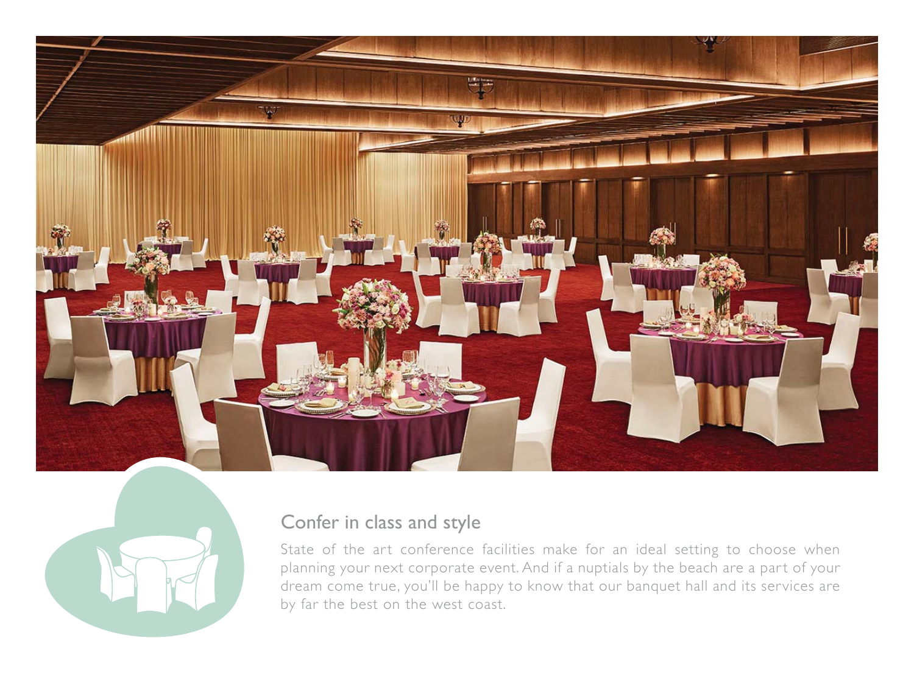## Confer in class and style

State of the art conference facilities make for an ideal setting to choose when planning your next corporate event. And if a nuptials by the beach are a part of your dream come true, you'll be happy to know that our banquet hall and its services are by far the best on the west coast.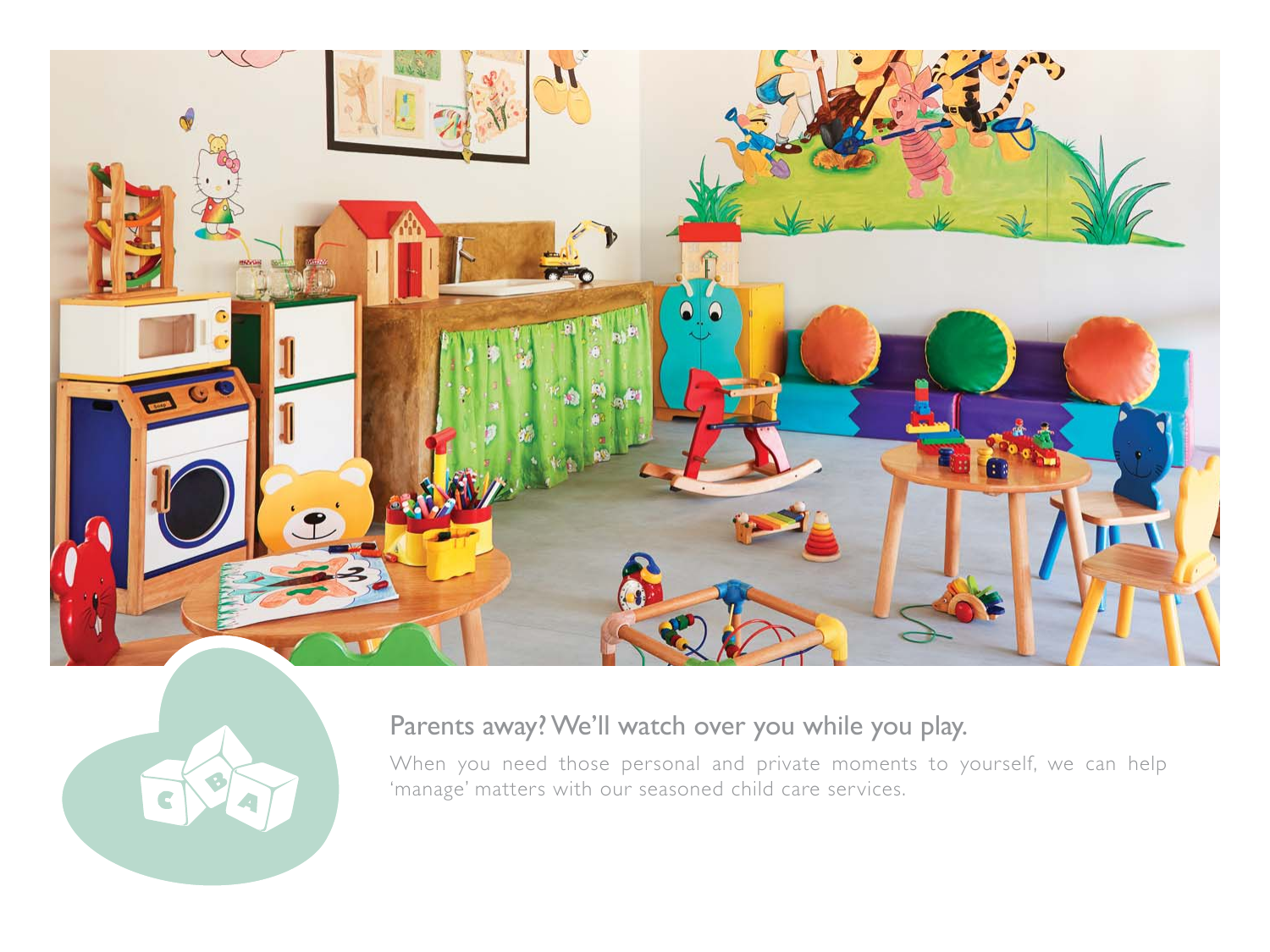## Parents away? We'll watch over you while you play.

When you need those personal and private moments to yourself, we can help 'manage' matters with our seasoned child care services.